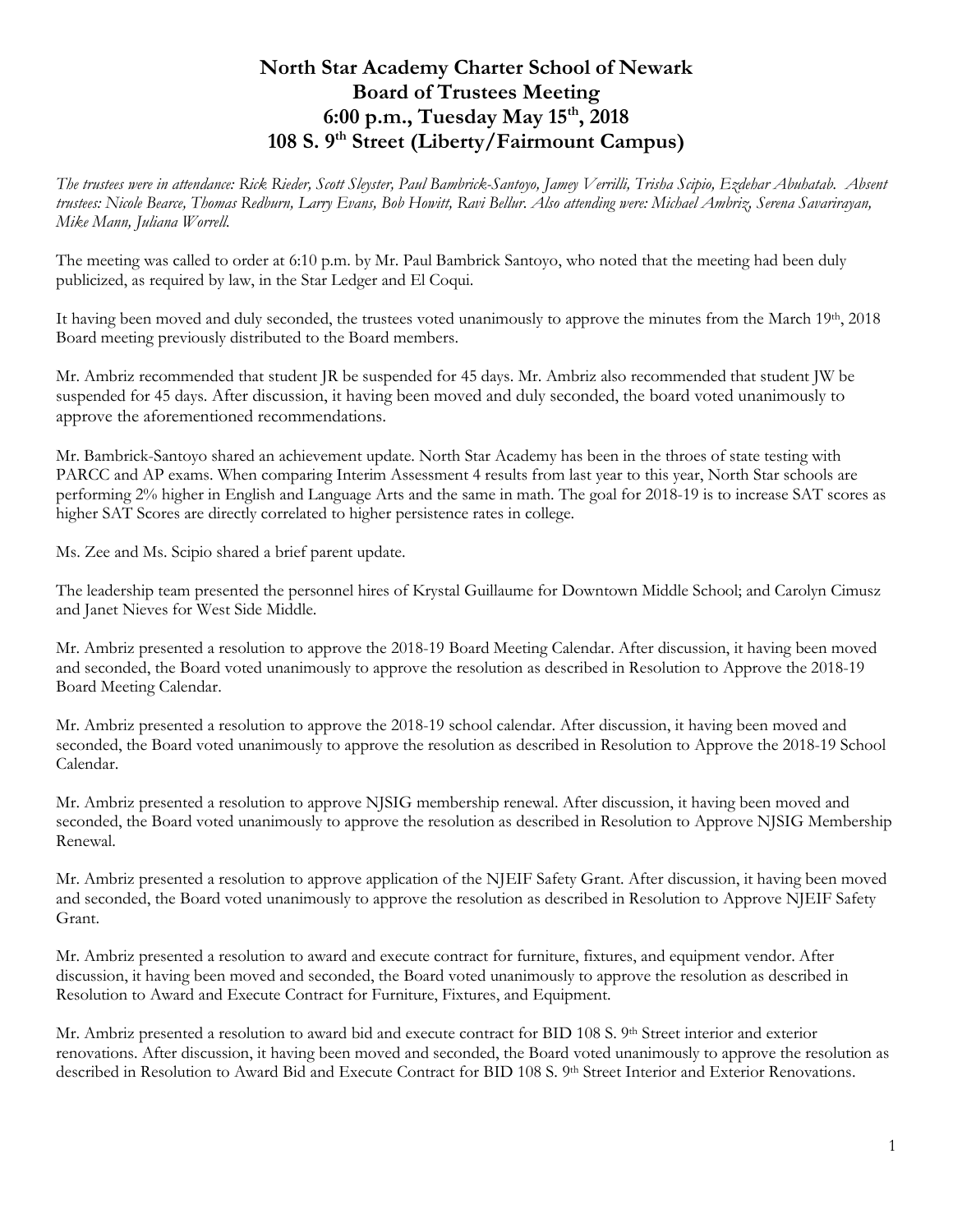# North Star Academy Charter School of Newark
# Board of Trustees Meeting
# 6:00 p.m., Tuesday May 15th, 2018
# 108 S. 9th Street (Liberty/Fairmount Campus)

*The trustees were in attendance: Rick Rieder, Scott Sleyster, Paul Bambrick-Santoyo, Jamey Verrilli, Trisha Scipio, Ezdehar Abuhatab. Absent trustees: Nicole Bearce, Thomas Redburn, Larry Evans, Bob Howitt, Ravi Bellur. Also attending were: Michael Ambriz, Serena Savarirayan, Mike Mann, Juliana Worrell.*

The meeting was called to order at 6:10 p.m. by Mr. Paul Bambrick Santoyo, who noted that the meeting had been duly publicized, as required by law, in the Star Ledger and El Coqui.

It having been moved and duly seconded, the trustees voted unanimously to approve the minutes from the March 19th, 2018 Board meeting previously distributed to the Board members.

Mr. Ambriz recommended that student JR be suspended for 45 days. Mr. Ambriz also recommended that student JW be suspended for 45 days. After discussion, it having been moved and duly seconded, the board voted unanimously to approve the aforementioned recommendations.

Mr. Bambrick-Santoyo shared an achievement update. North Star Academy has been in the throes of state testing with PARCC and AP exams. When comparing Interim Assessment 4 results from last year to this year, North Star schools are performing 2% higher in English and Language Arts and the same in math. The goal for 2018-19 is to increase SAT scores as higher SAT Scores are directly correlated to higher persistence rates in college.

Ms. Zee and Ms. Scipio shared a brief parent update.

The leadership team presented the personnel hires of Krystal Guillaume for Downtown Middle School; and Carolyn Cimusz and Janet Nieves for West Side Middle.

Mr. Ambriz presented a resolution to approve the 2018-19 Board Meeting Calendar. After discussion, it having been moved and seconded, the Board voted unanimously to approve the resolution as described in Resolution to Approve the 2018-19 Board Meeting Calendar.

Mr. Ambriz presented a resolution to approve the 2018-19 school calendar. After discussion, it having been moved and seconded, the Board voted unanimously to approve the resolution as described in Resolution to Approve the 2018-19 School Calendar.

Mr. Ambriz presented a resolution to approve NJSIG membership renewal. After discussion, it having been moved and seconded, the Board voted unanimously to approve the resolution as described in Resolution to Approve NJSIG Membership Renewal.

Mr. Ambriz presented a resolution to approve application of the NJEIF Safety Grant. After discussion, it having been moved and seconded, the Board voted unanimously to approve the resolution as described in Resolution to Approve NJEIF Safety Grant.

Mr. Ambriz presented a resolution to award and execute contract for furniture, fixtures, and equipment vendor. After discussion, it having been moved and seconded, the Board voted unanimously to approve the resolution as described in Resolution to Award and Execute Contract for Furniture, Fixtures, and Equipment.

Mr. Ambriz presented a resolution to award bid and execute contract for BID 108 S. 9th Street interior and exterior renovations. After discussion, it having been moved and seconded, the Board voted unanimously to approve the resolution as described in Resolution to Award Bid and Execute Contract for BID 108 S. 9th Street Interior and Exterior Renovations.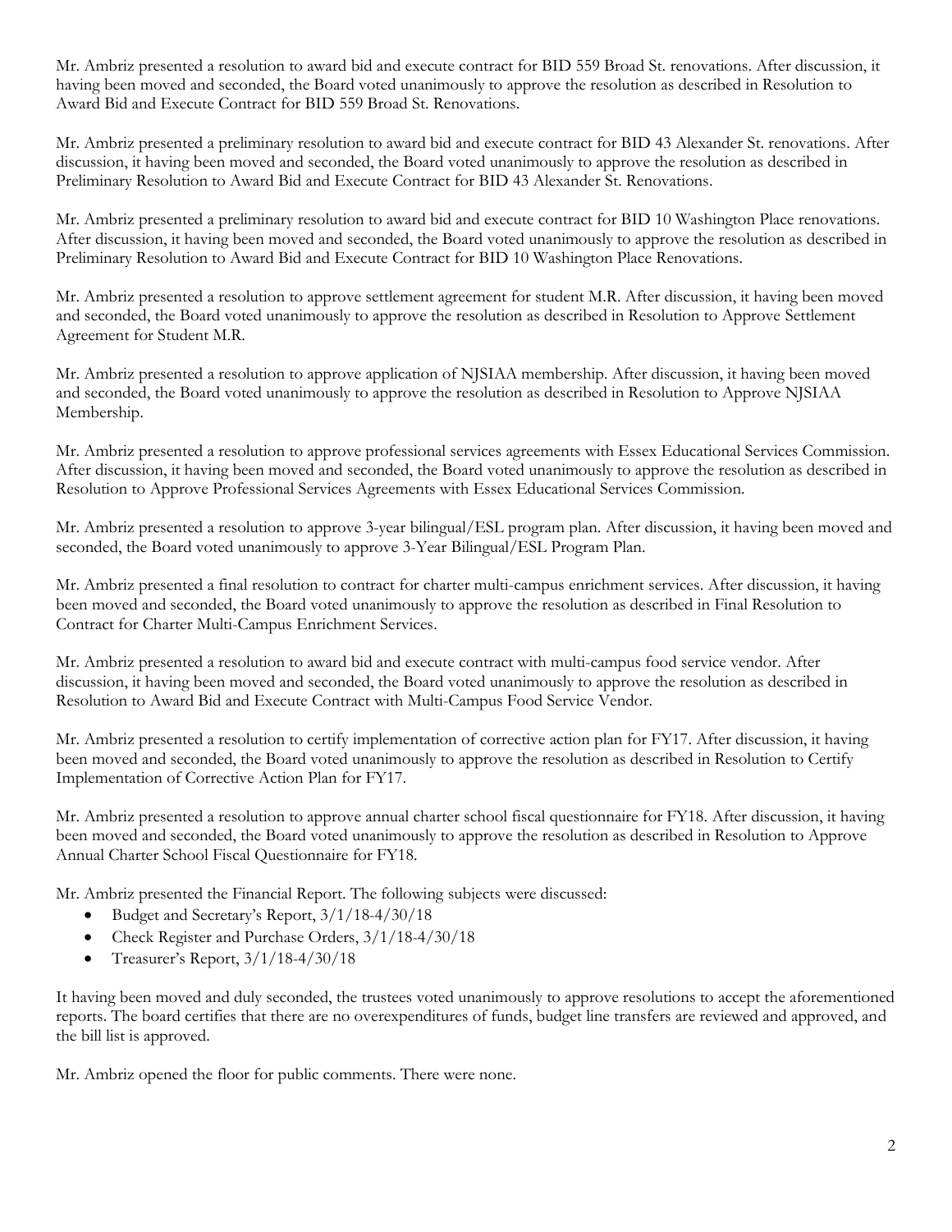Mr. Ambriz presented a resolution to award bid and execute contract for BID 559 Broad St. renovations. After discussion, it having been moved and seconded, the Board voted unanimously to approve the resolution as described in Resolution to Award Bid and Execute Contract for BID 559 Broad St. Renovations.

Mr. Ambriz presented a preliminary resolution to award bid and execute contract for BID 43 Alexander St. renovations. After discussion, it having been moved and seconded, the Board voted unanimously to approve the resolution as described in Preliminary Resolution to Award Bid and Execute Contract for BID 43 Alexander St. Renovations.

Mr. Ambriz presented a preliminary resolution to award bid and execute contract for BID 10 Washington Place renovations. After discussion, it having been moved and seconded, the Board voted unanimously to approve the resolution as described in Preliminary Resolution to Award Bid and Execute Contract for BID 10 Washington Place Renovations.

Mr. Ambriz presented a resolution to approve settlement agreement for student M.R. After discussion, it having been moved and seconded, the Board voted unanimously to approve the resolution as described in Resolution to Approve Settlement Agreement for Student M.R.

Mr. Ambriz presented a resolution to approve application of NJSIAA membership. After discussion, it having been moved and seconded, the Board voted unanimously to approve the resolution as described in Resolution to Approve NJSIAA Membership.

Mr. Ambriz presented a resolution to approve professional services agreements with Essex Educational Services Commission. After discussion, it having been moved and seconded, the Board voted unanimously to approve the resolution as described in Resolution to Approve Professional Services Agreements with Essex Educational Services Commission.

Mr. Ambriz presented a resolution to approve 3-year bilingual/ESL program plan. After discussion, it having been moved and seconded, the Board voted unanimously to approve 3-Year Bilingual/ESL Program Plan.

Mr. Ambriz presented a final resolution to contract for charter multi-campus enrichment services. After discussion, it having been moved and seconded, the Board voted unanimously to approve the resolution as described in Final Resolution to Contract for Charter Multi-Campus Enrichment Services.

Mr. Ambriz presented a resolution to award bid and execute contract with multi-campus food service vendor. After discussion, it having been moved and seconded, the Board voted unanimously to approve the resolution as described in Resolution to Award Bid and Execute Contract with Multi-Campus Food Service Vendor.

Mr. Ambriz presented a resolution to certify implementation of corrective action plan for FY17. After discussion, it having been moved and seconded, the Board voted unanimously to approve the resolution as described in Resolution to Certify Implementation of Corrective Action Plan for FY17.

Mr. Ambriz presented a resolution to approve annual charter school fiscal questionnaire for FY18. After discussion, it having been moved and seconded, the Board voted unanimously to approve the resolution as described in Resolution to Approve Annual Charter School Fiscal Questionnaire for FY18.

Mr. Ambriz presented the Financial Report. The following subjects were discussed:

- Budget and Secretary's Report, 3/1/18-4/30/18
- Check Register and Purchase Orders, 3/1/18-4/30/18
- Treasurer's Report, 3/1/18-4/30/18

It having been moved and duly seconded, the trustees voted unanimously to approve resolutions to accept the aforementioned reports. The board certifies that there are no overexpenditures of funds, budget line transfers are reviewed and approved, and the bill list is approved.

Mr. Ambriz opened the floor for public comments. There were none.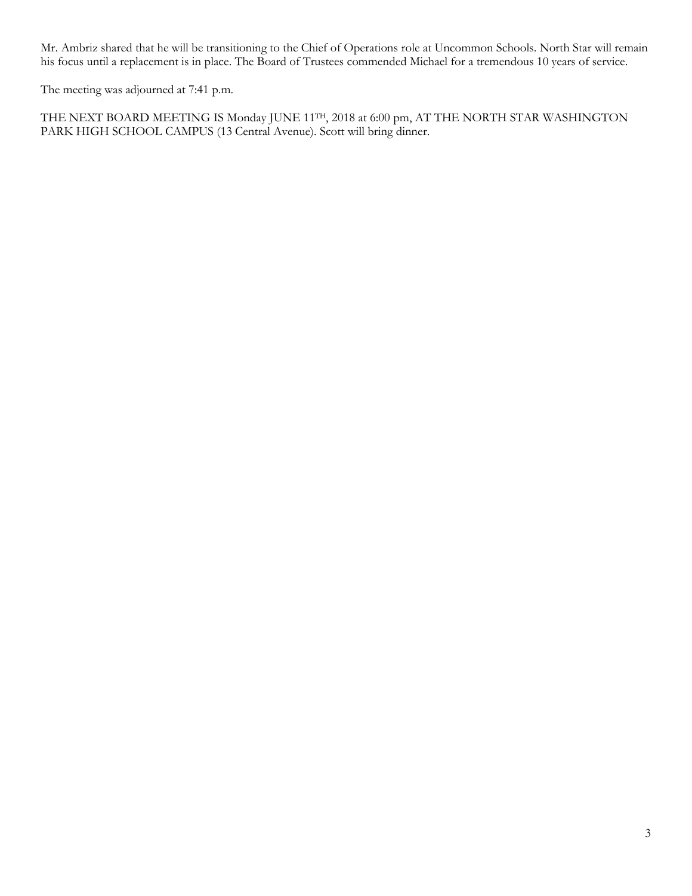Mr. Ambriz shared that he will be transitioning to the Chief of Operations role at Uncommon Schools. North Star will remain his focus until a replacement is in place. The Board of Trustees commended Michael for a tremendous 10 years of service.

The meeting was adjourned at 7:41 p.m.

THE NEXT BOARD MEETING IS Monday JUNE 11TH, 2018 at 6:00 pm, AT THE NORTH STAR WASHINGTON PARK HIGH SCHOOL CAMPUS (13 Central Avenue). Scott will bring dinner.